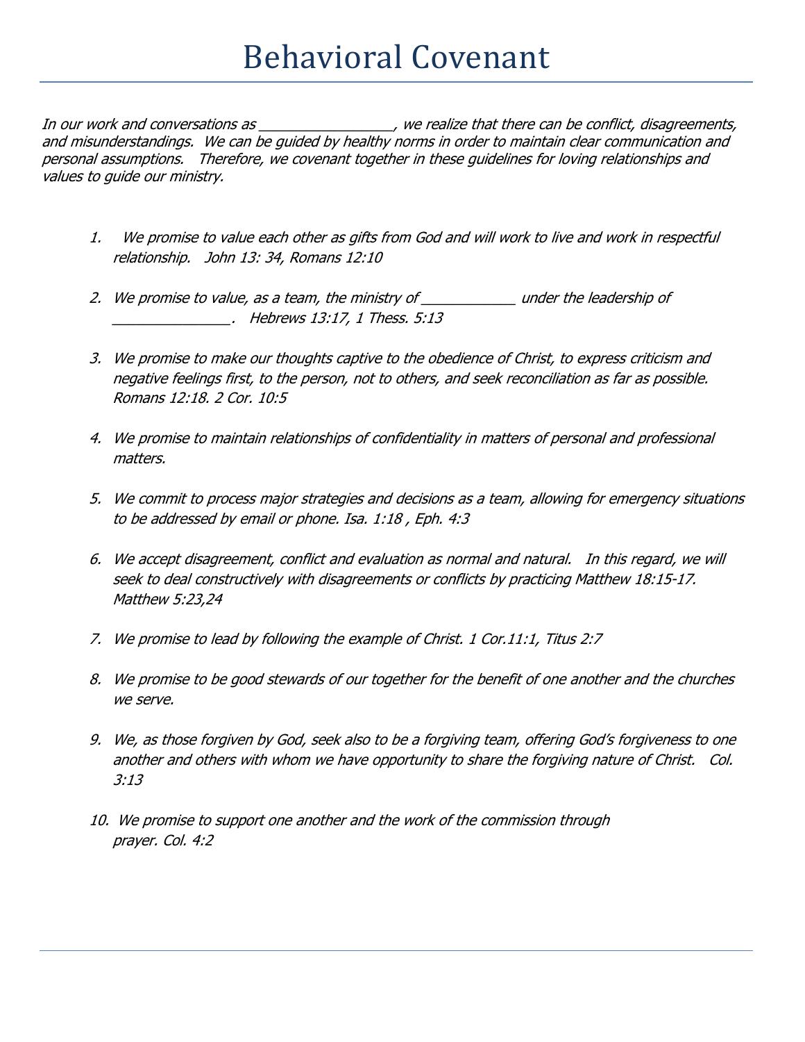# Behavioral Covenant

*In our work and conversations as _________________, we realize that there can be conflict, disagreements, and misunderstandings. We can be guided by healthy norms in order to maintain clear communication and personal assumptions. Therefore, we covenant together in these guidelines for loving relationships and values to guide our ministry.*

1. *We promise to value each other as gifts from God and will work to live and work in respectful relationship. John 13: 34, Romans 12:10*

2. *We promise to value, as a team, the ministry of ____________ under the leadership of _______________. Hebrews 13:17, 1 Thess. 5:13*

3. *We promise to make our thoughts captive to the obedience of Christ, to express criticism and negative feelings first, to the person, not to others, and seek reconciliation as far as possible. Romans 12:18. 2 Cor. 10:5*

4. *We promise to maintain relationships of confidentiality in matters of personal and professional matters.*

5. *We commit to process major strategies and decisions as a team, allowing for emergency situations to be addressed by email or phone. Isa. 1:18 , Eph. 4:3*

6. *We accept disagreement, conflict and evaluation as normal and natural. In this regard, we will seek to deal constructively with disagreements or conflicts by practicing Matthew 18:15-17. Matthew 5:23,24*

7. *We promise to lead by following the example of Christ. 1 Cor.11:1, Titus 2:7*

8. *We promise to be good stewards of our together for the benefit of one another and the churches we serve.*

9. *We, as those forgiven by God, seek also to be a forgiving team, offering God's forgiveness to one another and others with whom we have opportunity to share the forgiving nature of Christ. Col. 3:13*

10. *We promise to support one another and the work of the commission through prayer. Col. 4:2*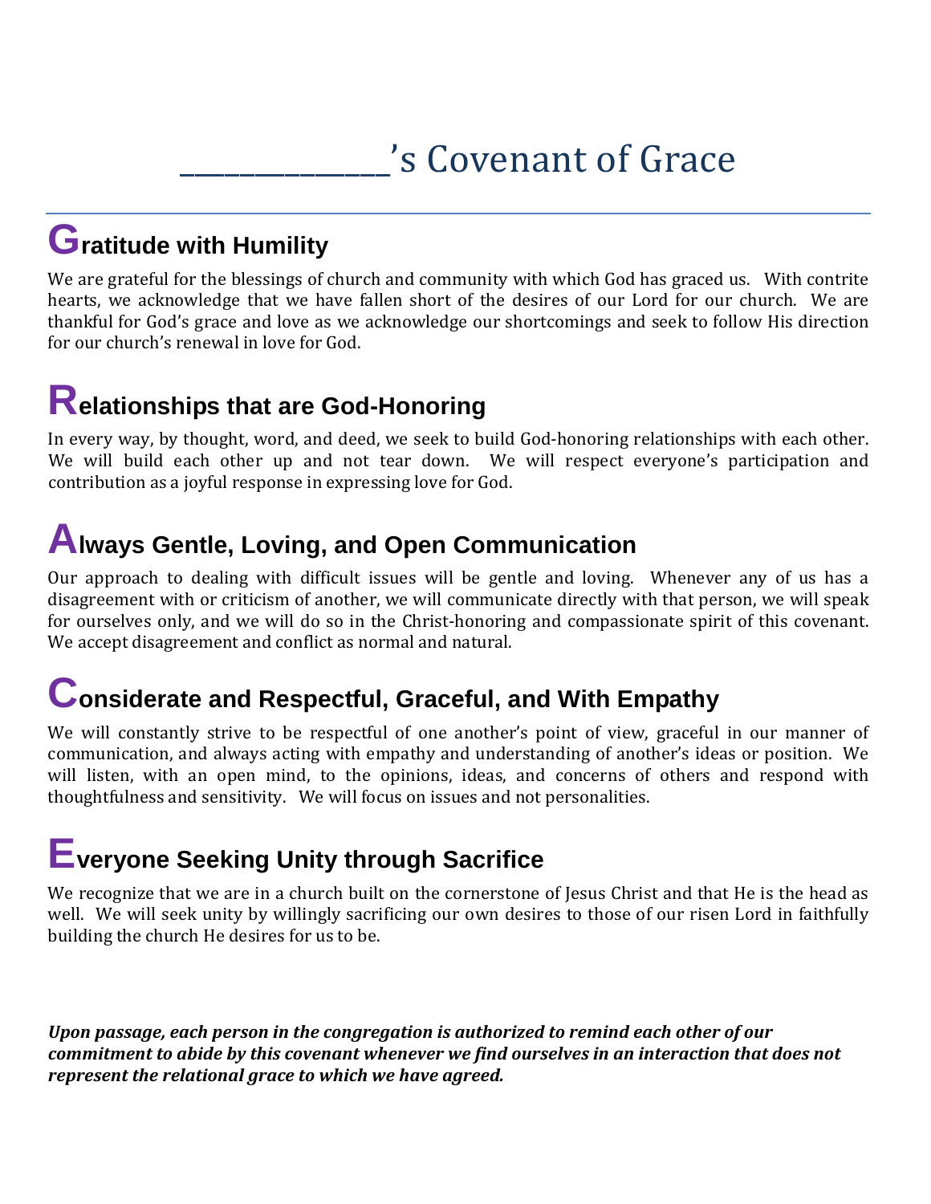# _____________’s Covenant of Grace

## Gratitude with Humility

We are grateful for the blessings of church and community with which God has graced us. With contrite hearts, we acknowledge that we have fallen short of the desires of our Lord for our church. We are thankful for God’s grace and love as we acknowledge our shortcomings and seek to follow His direction for our church’s renewal in love for God.

## Relationships that are God-Honoring

In every way, by thought, word, and deed, we seek to build God-honoring relationships with each other. We will build each other up and not tear down. We will respect everyone’s participation and contribution as a joyful response in expressing love for God.

## Always Gentle, Loving, and Open Communication

Our approach to dealing with difficult issues will be gentle and loving. Whenever any of us has a disagreement with or criticism of another, we will communicate directly with that person, we will speak for ourselves only, and we will do so in the Christ-honoring and compassionate spirit of this covenant. We accept disagreement and conflict as normal and natural.

## Considerate and Respectful, Graceful, and With Empathy

We will constantly strive to be respectful of one another’s point of view, graceful in our manner of communication, and always acting with empathy and understanding of another’s ideas or position. We will listen, with an open mind, to the opinions, ideas, and concerns of others and respond with thoughtfulness and sensitivity. We will focus on issues and not personalities.

## Everyone Seeking Unity through Sacrifice

We recognize that we are in a church built on the cornerstone of Jesus Christ and that He is the head as well. We will seek unity by willingly sacrificing our own desires to those of our risen Lord in faithfully building the church He desires for us to be.

***Upon passage, each person in the congregation is authorized to remind each other of our commitment to abide by this covenant whenever we find ourselves in an interaction that does not represent the relational grace to which we have agreed.***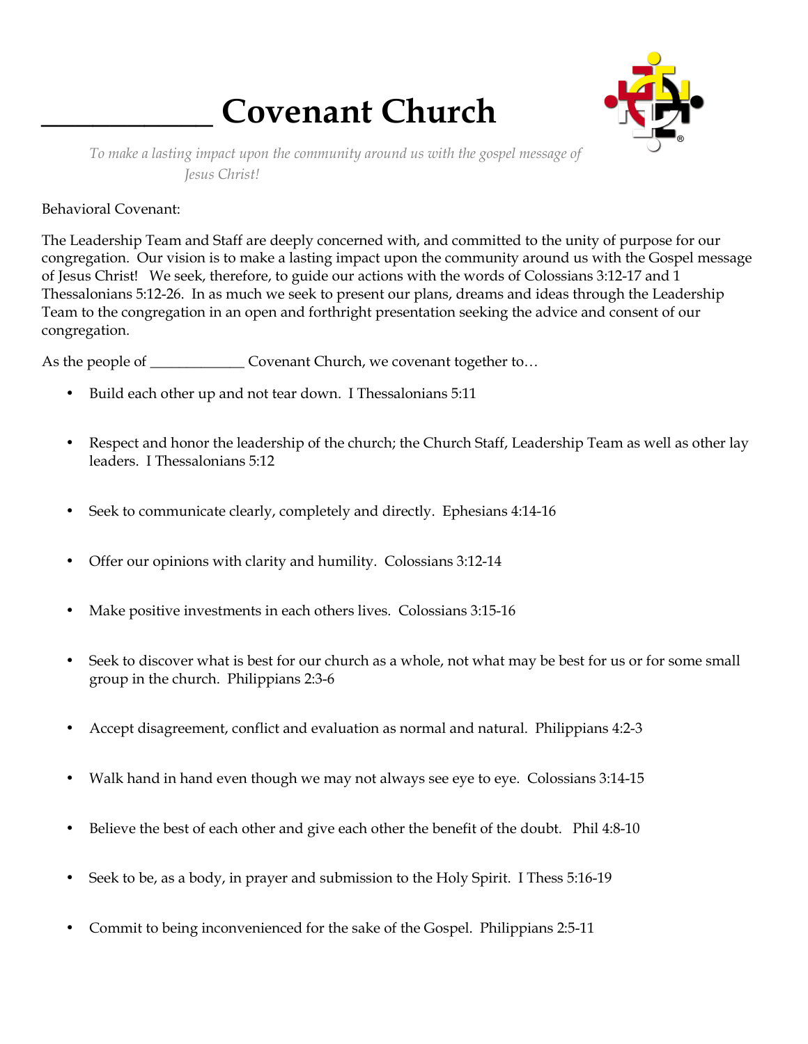# ____________ Covenant Church

*To make a lasting impact upon the community around us with the gospel message of Jesus Christ!*

Behavioral Covenant:

The Leadership Team and Staff are deeply concerned with, and committed to the unity of purpose for our congregation. Our vision is to make a lasting impact upon the community around us with the Gospel message of Jesus Christ! We seek, therefore, to guide our actions with the words of Colossians 3:12-17 and 1 Thessalonians 5:12-26. In as much we seek to present our plans, dreams and ideas through the Leadership Team to the congregation in an open and forthright presentation seeking the advice and consent of our congregation.

As the people of ____________ Covenant Church, we covenant together to…

- Build each other up and not tear down. I Thessalonians 5:11
- Respect and honor the leadership of the church; the Church Staff, Leadership Team as well as other lay leaders. I Thessalonians 5:12
- Seek to communicate clearly, completely and directly. Ephesians 4:14-16
- Offer our opinions with clarity and humility. Colossians 3:12-14
- Make positive investments in each others lives. Colossians 3:15-16
- Seek to discover what is best for our church as a whole, not what may be best for us or for some small group in the church. Philippians 2:3-6
- Accept disagreement, conflict and evaluation as normal and natural. Philippians 4:2-3
- Walk hand in hand even though we may not always see eye to eye. Colossians 3:14-15
- Believe the best of each other and give each other the benefit of the doubt. Phil 4:8-10
- Seek to be, as a body, in prayer and submission to the Holy Spirit. I Thess 5:16-19
- Commit to being inconvenienced for the sake of the Gospel. Philippians 2:5-11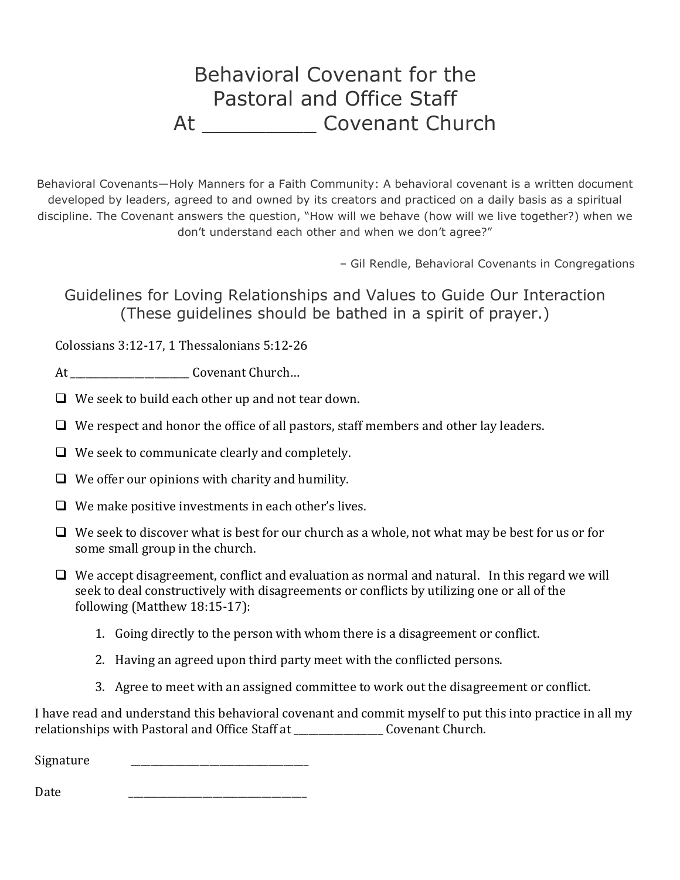# Behavioral Covenant for the Pastoral and Office Staff At _________ Covenant Church

Behavioral Covenants—Holy Manners for a Faith Community: A behavioral covenant is a written document developed by leaders, agreed to and owned by its creators and practiced on a daily basis as a spiritual discipline. The Covenant answers the question, "How will we behave (how will we live together?) when we don't understand each other and when we don't agree?"

– Gil Rendle, Behavioral Covenants in Congregations

## Guidelines for Loving Relationships and Values to Guide Our Interaction (These guidelines should be bathed in a spirit of prayer.)

Colossians 3:12-17, 1 Thessalonians 5:12-26

At _______________________ Covenant Church…

- [ ] We seek to build each other up and not tear down.
- [ ] We respect and honor the office of all pastors, staff members and other lay leaders.
- [ ] We seek to communicate clearly and completely.
- [ ] We offer our opinions with charity and humility.
- [ ] We make positive investments in each other's lives.
- [ ] We seek to discover what is best for our church as a whole, not what may be best for us or for some small group in the church.
- [ ] We accept disagreement, conflict and evaluation as normal and natural. In this regard we will seek to deal constructively with disagreements or conflicts by utilizing one or all of the following (Matthew 18:15-17):
    1. Going directly to the person with whom there is a disagreement or conflict.
    2. Having an agreed upon third party meet with the conflicted persons.
    3. Agree to meet with an assigned committee to work out the disagreement or conflict.

I have read and understand this behavioral covenant and commit myself to put this into practice in all my relationships with Pastoral and Office Staff at _________________ Covenant Church.

Signature ___________________________________

Date ___________________________________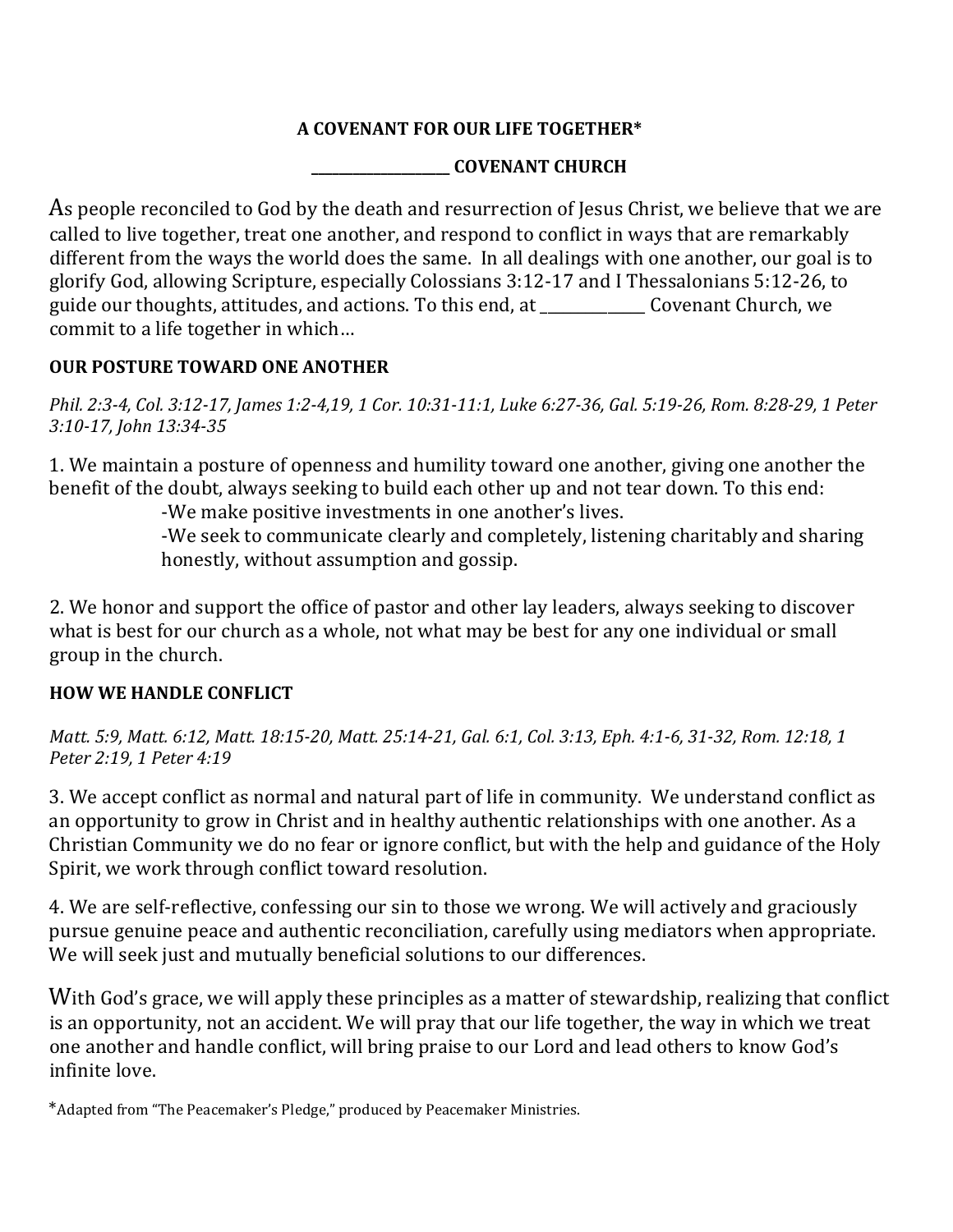**A COVENANT FOR OUR LIFE TOGETHER***

**____________________ COVENANT CHURCH**

As people reconciled to God by the death and resurrection of Jesus Christ, we believe that we are called to live together, treat one another, and respond to conflict in ways that are remarkably different from the ways the world does the same. In all dealings with one another, our goal is to glorify God, allowing Scripture, especially Colossians 3:12-17 and I Thessalonians 5:12-26, to guide our thoughts, attitudes, and actions. To this end, at ______________ Covenant Church, we commit to a life together in which…

**OUR POSTURE TOWARD ONE ANOTHER**

*Phil. 2:3-4, Col. 3:12-17, James 1:2-4,19, 1 Cor. 10:31-11:1, Luke 6:27-36, Gal. 5:19-26, Rom. 8:28-29, 1 Peter 3:10-17, John 13:34-35*

1. We maintain a posture of openness and humility toward one another, giving one another the benefit of the doubt, always seeking to build each other up and not tear down. To this end:
   - We make positive investments in one another's lives.
   - We seek to communicate clearly and completely, listening charitably and sharing honestly, without assumption and gossip.

2. We honor and support the office of pastor and other lay leaders, always seeking to discover what is best for our church as a whole, not what may be best for any one individual or small group in the church.

**HOW WE HANDLE CONFLICT**

*Matt. 5:9, Matt. 6:12, Matt. 18:15-20, Matt. 25:14-21, Gal. 6:1, Col. 3:13, Eph. 4:1-6, 31-32, Rom. 12:18, 1 Peter 2:19, 1 Peter 4:19*

3. We accept conflict as normal and natural part of life in community. We understand conflict as an opportunity to grow in Christ and in healthy authentic relationships with one another. As a Christian Community we do no fear or ignore conflict, but with the help and guidance of the Holy Spirit, we work through conflict toward resolution.

4. We are self-reflective, confessing our sin to those we wrong. We will actively and graciously pursue genuine peace and authentic reconciliation, carefully using mediators when appropriate. We will seek just and mutually beneficial solutions to our differences.

With God's grace, we will apply these principles as a matter of stewardship, realizing that conflict is an opportunity, not an accident. We will pray that our life together, the way in which we treat one another and handle conflict, will bring praise to our Lord and lead others to know God's infinite love.

*Adapted from "The Peacemaker's Pledge," produced by Peacemaker Ministries.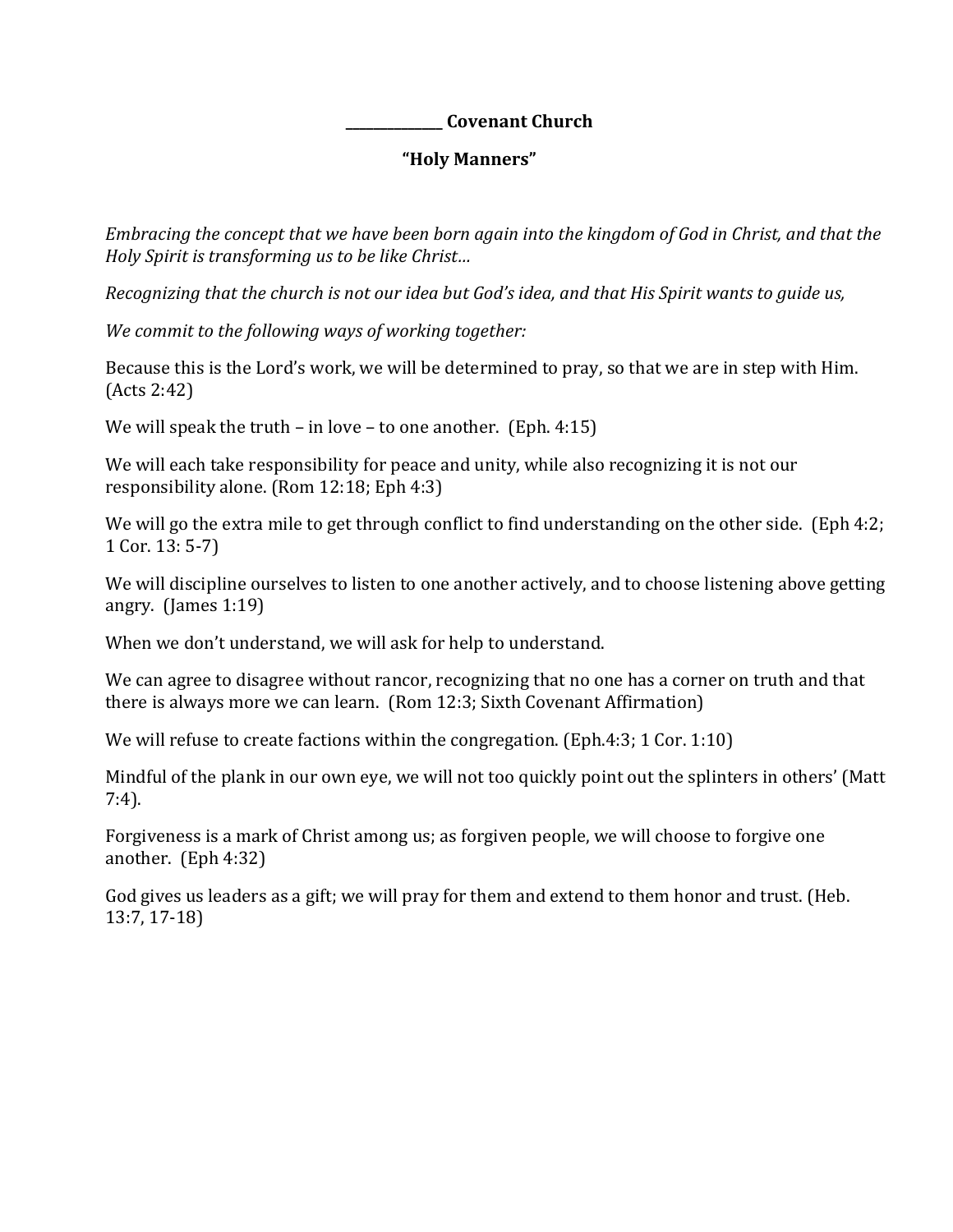**_______________ Covenant Church**

**"Holy Manners"**

*Embracing the concept that we have been born again into the kingdom of God in Christ, and that the Holy Spirit is transforming us to be like Christ…*

*Recognizing that the church is not our idea but God's idea, and that His Spirit wants to guide us,*

*We commit to the following ways of working together:*

Because this is the Lord's work, we will be determined to pray, so that we are in step with Him. (Acts 2:42)

We will speak the truth – in love – to one another. (Eph. 4:15)

We will each take responsibility for peace and unity, while also recognizing it is not our responsibility alone. (Rom 12:18; Eph 4:3)

We will go the extra mile to get through conflict to find understanding on the other side. (Eph 4:2; 1 Cor. 13: 5-7)

We will discipline ourselves to listen to one another actively, and to choose listening above getting angry. (James 1:19)

When we don't understand, we will ask for help to understand.

We can agree to disagree without rancor, recognizing that no one has a corner on truth and that there is always more we can learn. (Rom 12:3; Sixth Covenant Affirmation)

We will refuse to create factions within the congregation. (Eph.4:3; 1 Cor. 1:10)

Mindful of the plank in our own eye, we will not too quickly point out the splinters in others' (Matt 7:4).

Forgiveness is a mark of Christ among us; as forgiven people, we will choose to forgive one another. (Eph 4:32)

God gives us leaders as a gift; we will pray for them and extend to them honor and trust. (Heb. 13:7, 17-18)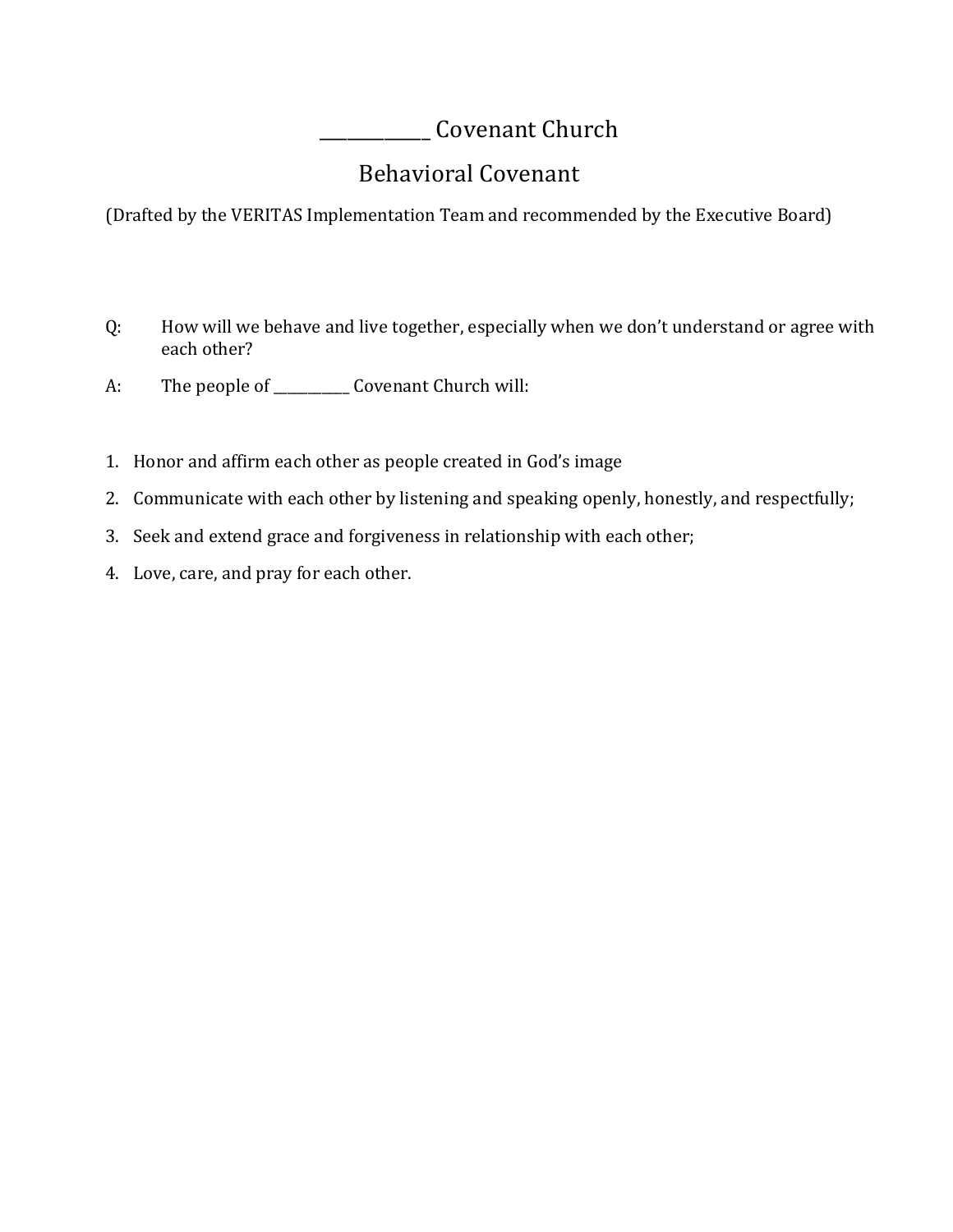# ____________ Covenant Church

## Behavioral Covenant

(Drafted by the VERITAS Implementation Team and recommended by the Executive Board)

Q: How will we behave and live together, especially when we don't understand or agree with each other?

A: The people of __________ Covenant Church will:

1. Honor and affirm each other as people created in God's image
2. Communicate with each other by listening and speaking openly, honestly, and respectfully;
3. Seek and extend grace and forgiveness in relationship with each other;
4. Love, care, and pray for each other.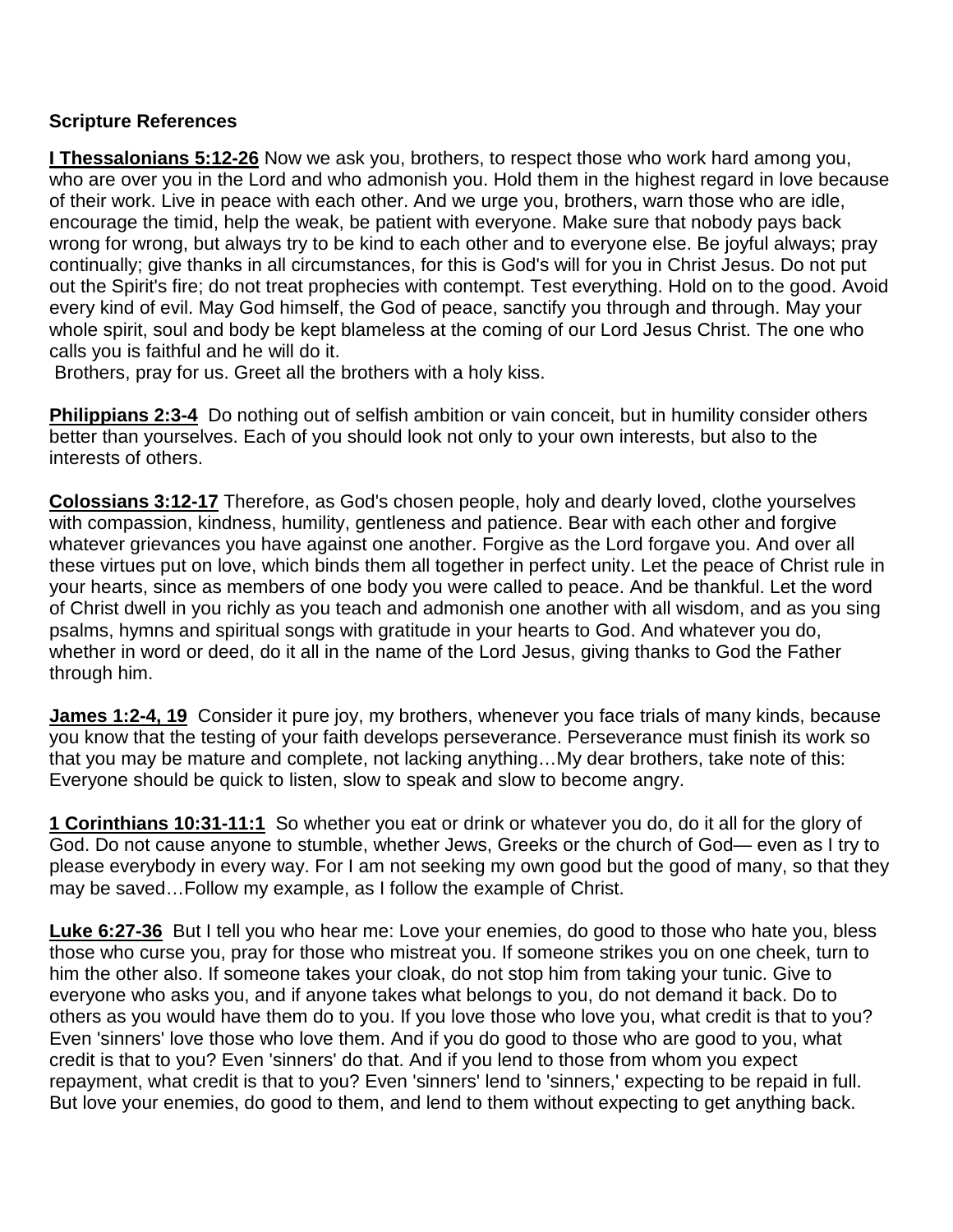**Scripture References**

**I Thessalonians 5:12-26** Now we ask you, brothers, to respect those who work hard among you, who are over you in the Lord and who admonish you. Hold them in the highest regard in love because of their work. Live in peace with each other. And we urge you, brothers, warn those who are idle, encourage the timid, help the weak, be patient with everyone. Make sure that nobody pays back wrong for wrong, but always try to be kind to each other and to everyone else. Be joyful always; pray continually; give thanks in all circumstances, for this is God's will for you in Christ Jesus. Do not put out the Spirit's fire; do not treat prophecies with contempt. Test everything. Hold on to the good. Avoid every kind of evil. May God himself, the God of peace, sanctify you through and through. May your whole spirit, soul and body be kept blameless at the coming of our Lord Jesus Christ. The one who calls you is faithful and he will do it.
Brothers, pray for us. Greet all the brothers with a holy kiss.

**Philippians 2:3-4** Do nothing out of selfish ambition or vain conceit, but in humility consider others better than yourselves. Each of you should look not only to your own interests, but also to the interests of others.

**Colossians 3:12-17** Therefore, as God's chosen people, holy and dearly loved, clothe yourselves with compassion, kindness, humility, gentleness and patience. Bear with each other and forgive whatever grievances you have against one another. Forgive as the Lord forgave you. And over all these virtues put on love, which binds them all together in perfect unity. Let the peace of Christ rule in your hearts, since as members of one body you were called to peace. And be thankful. Let the word of Christ dwell in you richly as you teach and admonish one another with all wisdom, and as you sing psalms, hymns and spiritual songs with gratitude in your hearts to God. And whatever you do, whether in word or deed, do it all in the name of the Lord Jesus, giving thanks to God the Father through him.

**James 1:2-4, 19** Consider it pure joy, my brothers, whenever you face trials of many kinds, because you know that the testing of your faith develops perseverance. Perseverance must finish its work so that you may be mature and complete, not lacking anything…My dear brothers, take note of this: Everyone should be quick to listen, slow to speak and slow to become angry.

**1 Corinthians 10:31-11:1** So whether you eat or drink or whatever you do, do it all for the glory of God. Do not cause anyone to stumble, whether Jews, Greeks or the church of God— even as I try to please everybody in every way. For I am not seeking my own good but the good of many, so that they may be saved…Follow my example, as I follow the example of Christ.

**Luke 6:27-36** But I tell you who hear me: Love your enemies, do good to those who hate you, bless those who curse you, pray for those who mistreat you. If someone strikes you on one cheek, turn to him the other also. If someone takes your cloak, do not stop him from taking your tunic. Give to everyone who asks you, and if anyone takes what belongs to you, do not demand it back. Do to others as you would have them do to you. If you love those who love you, what credit is that to you? Even 'sinners' love those who love them. And if you do good to those who are good to you, what credit is that to you? Even 'sinners' do that. And if you lend to those from whom you expect repayment, what credit is that to you? Even 'sinners' lend to 'sinners,' expecting to be repaid in full. But love your enemies, do good to them, and lend to them without expecting to get anything back.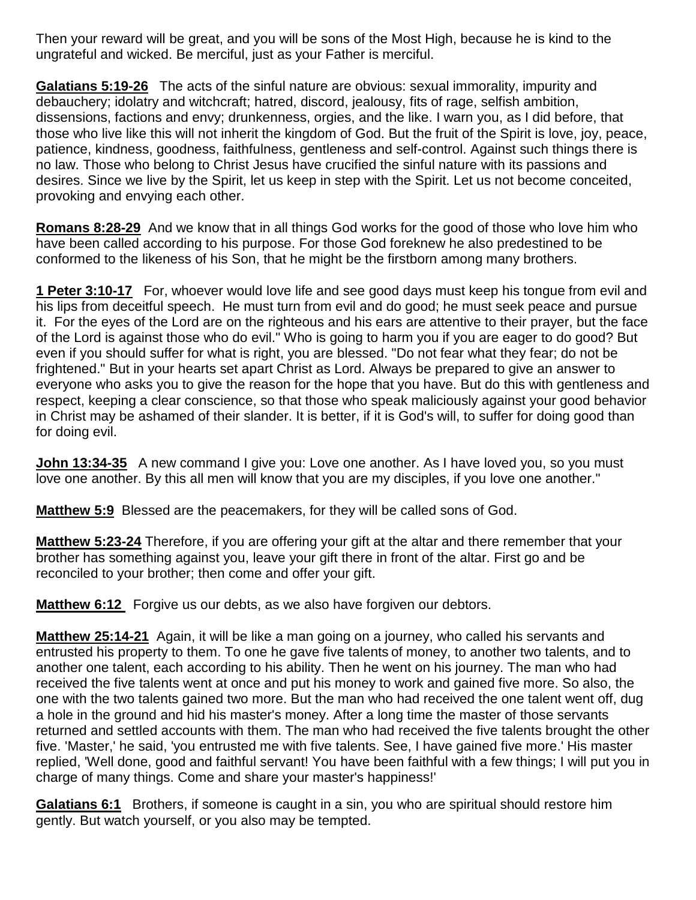Then your reward will be great, and you will be sons of the Most High, because he is kind to the ungrateful and wicked. Be merciful, just as your Father is merciful.

**Galatians 5:19-26** The acts of the sinful nature are obvious: sexual immorality, impurity and debauchery; idolatry and witchcraft; hatred, discord, jealousy, fits of rage, selfish ambition, dissensions, factions and envy; drunkenness, orgies, and the like. I warn you, as I did before, that those who live like this will not inherit the kingdom of God. But the fruit of the Spirit is love, joy, peace, patience, kindness, goodness, faithfulness, gentleness and self-control. Against such things there is no law. Those who belong to Christ Jesus have crucified the sinful nature with its passions and desires. Since we live by the Spirit, let us keep in step with the Spirit. Let us not become conceited, provoking and envying each other.

**Romans 8:28-29** And we know that in all things God works for the good of those who love him who have been called according to his purpose. For those God foreknew he also predestined to be conformed to the likeness of his Son, that he might be the firstborn among many brothers.

**1 Peter 3:10-17** For, whoever would love life and see good days must keep his tongue from evil and his lips from deceitful speech. He must turn from evil and do good; he must seek peace and pursue it. For the eyes of the Lord are on the righteous and his ears are attentive to their prayer, but the face of the Lord is against those who do evil." Who is going to harm you if you are eager to do good? But even if you should suffer for what is right, you are blessed. "Do not fear what they fear; do not be frightened." But in your hearts set apart Christ as Lord. Always be prepared to give an answer to everyone who asks you to give the reason for the hope that you have. But do this with gentleness and respect, keeping a clear conscience, so that those who speak maliciously against your good behavior in Christ may be ashamed of their slander. It is better, if it is God's will, to suffer for doing good than for doing evil.

**John 13:34-35** A new command I give you: Love one another. As I have loved you, so you must love one another. By this all men will know that you are my disciples, if you love one another."

**Matthew 5:9** Blessed are the peacemakers, for they will be called sons of God.

**Matthew 5:23-24** Therefore, if you are offering your gift at the altar and there remember that your brother has something against you, leave your gift there in front of the altar. First go and be reconciled to your brother; then come and offer your gift.

**Matthew 6:12** Forgive us our debts, as we also have forgiven our debtors.

**Matthew 25:14-21** Again, it will be like a man going on a journey, who called his servants and entrusted his property to them. To one he gave five talents of money, to another two talents, and to another one talent, each according to his ability. Then he went on his journey. The man who had received the five talents went at once and put his money to work and gained five more. So also, the one with the two talents gained two more. But the man who had received the one talent went off, dug a hole in the ground and hid his master's money. After a long time the master of those servants returned and settled accounts with them. The man who had received the five talents brought the other five. 'Master,' he said, 'you entrusted me with five talents. See, I have gained five more.' His master replied, 'Well done, good and faithful servant! You have been faithful with a few things; I will put you in charge of many things. Come and share your master's happiness!'

**Galatians 6:1** Brothers, if someone is caught in a sin, you who are spiritual should restore him gently. But watch yourself, or you also may be tempted.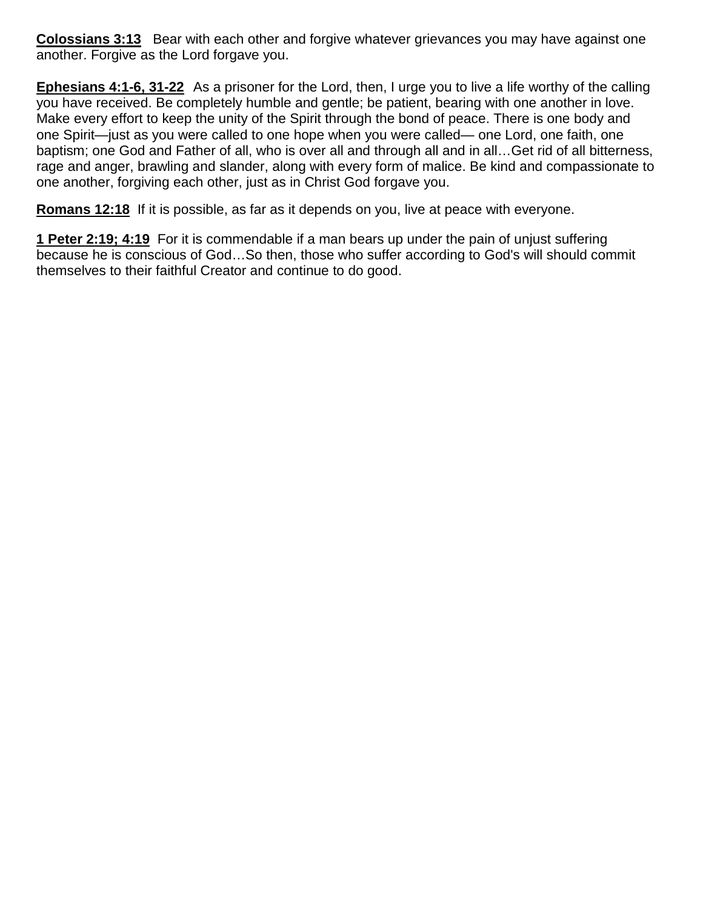**Colossians 3:13** Bear with each other and forgive whatever grievances you may have against one another. Forgive as the Lord forgave you.

**Ephesians 4:1-6, 31-22** As a prisoner for the Lord, then, I urge you to live a life worthy of the calling you have received. Be completely humble and gentle; be patient, bearing with one another in love. Make every effort to keep the unity of the Spirit through the bond of peace. There is one body and one Spirit—just as you were called to one hope when you were called— one Lord, one faith, one baptism; one God and Father of all, who is over all and through all and in all…Get rid of all bitterness, rage and anger, brawling and slander, along with every form of malice. Be kind and compassionate to one another, forgiving each other, just as in Christ God forgave you.

**Romans 12:18** If it is possible, as far as it depends on you, live at peace with everyone.

**1 Peter 2:19; 4:19** For it is commendable if a man bears up under the pain of unjust suffering because he is conscious of God…So then, those who suffer according to God's will should commit themselves to their faithful Creator and continue to do good.